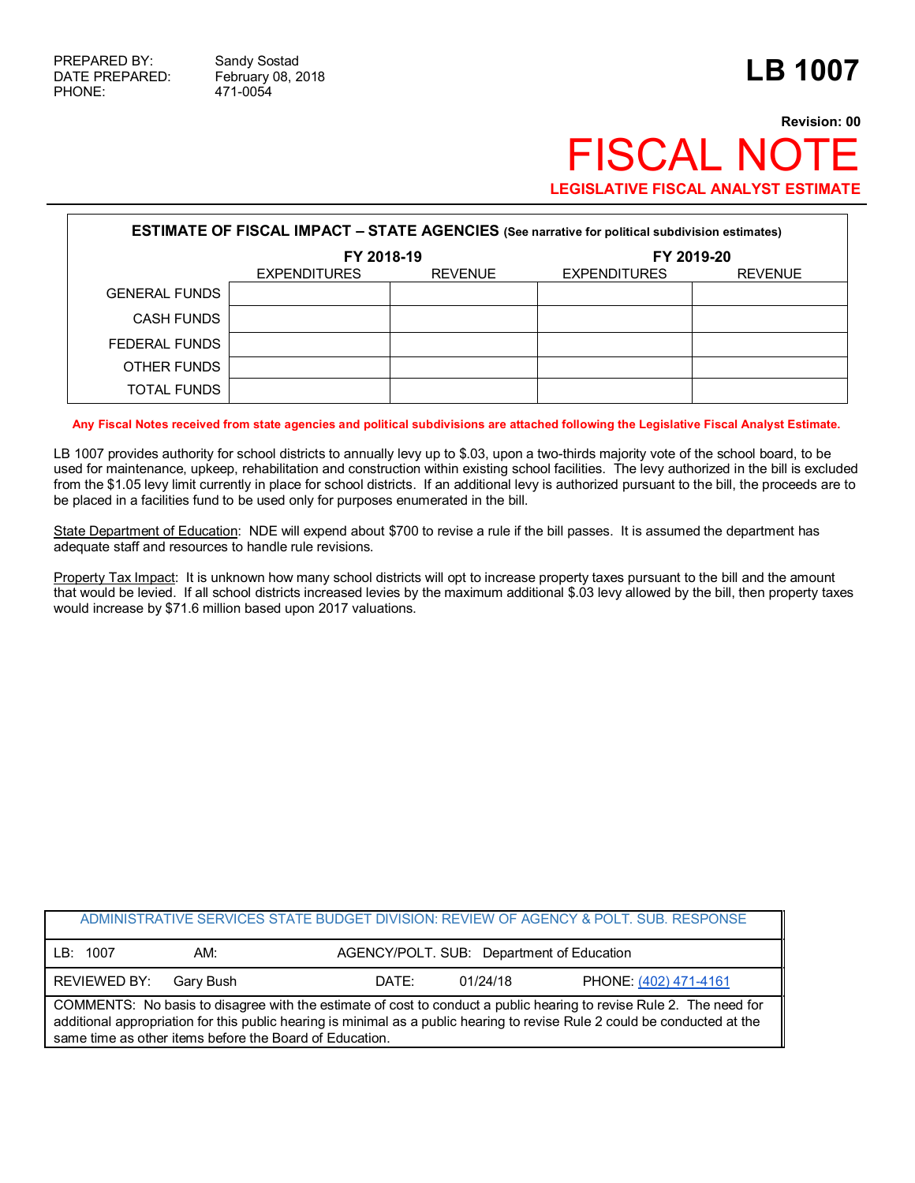PREPARED BY: Sandy Sostad
DATE PREPARED: February 08, 2018
PHONE: 471-0054

# LB 1007

**Revision: 00**

# FISCAL NOTE

**LEGISLATIVE FISCAL ANALYST ESTIMATE**

| ESTIMATE OF FISCAL IMPACT – STATE AGENCIES (See narrative for political subdivision estimates) | | | | |
|---|---|---|---|---|
| | FY 2018-19 | | FY 2019-20 | |
| | EXPENDITURES | REVENUE | EXPENDITURES | REVENUE |
| GENERAL FUNDS | | | | |
| CASH FUNDS | | | | |
| FEDERAL FUNDS | | | | |
| OTHER FUNDS | | | | |
| TOTAL FUNDS | | | | |

**Any Fiscal Notes received from state agencies and political subdivisions are attached following the Legislative Fiscal Analyst Estimate.**

LB 1007 provides authority for school districts to annually levy up to $.03, upon a two-thirds majority vote of the school board, to be used for maintenance, upkeep, rehabilitation and construction within existing school facilities. The levy authorized in the bill is excluded from the $1.05 levy limit currently in place for school districts. If an additional levy is authorized pursuant to the bill, the proceeds are to be placed in a facilities fund to be used only for purposes enumerated in the bill.

State Department of Education: NDE will expend about $700 to revise a rule if the bill passes. It is assumed the department has adequate staff and resources to handle rule revisions.

Property Tax Impact: It is unknown how many school districts will opt to increase property taxes pursuant to the bill and the amount that would be levied. If all school districts increased levies by the maximum additional $.03 levy allowed by the bill, then property taxes would increase by $71.6 million based upon 2017 valuations.

| ADMINISTRATIVE SERVICES STATE BUDGET DIVISION: REVIEW OF AGENCY & POLT. SUB. RESPONSE | | | |
|---|---|---|---|
| LB: 1007 | AM: | AGENCY/POLT. SUB: Department of Education | |
| REVIEWED BY: Gary Bush | | DATE: 01/24/18 | PHONE: (402) 471-4161 |
| COMMENTS: No basis to disagree with the estimate of cost to conduct a public hearing to revise Rule 2. The need for additional appropriation for this public hearing is minimal as a public hearing to revise Rule 2 could be conducted at the same time as other items before the Board of Education. | | | |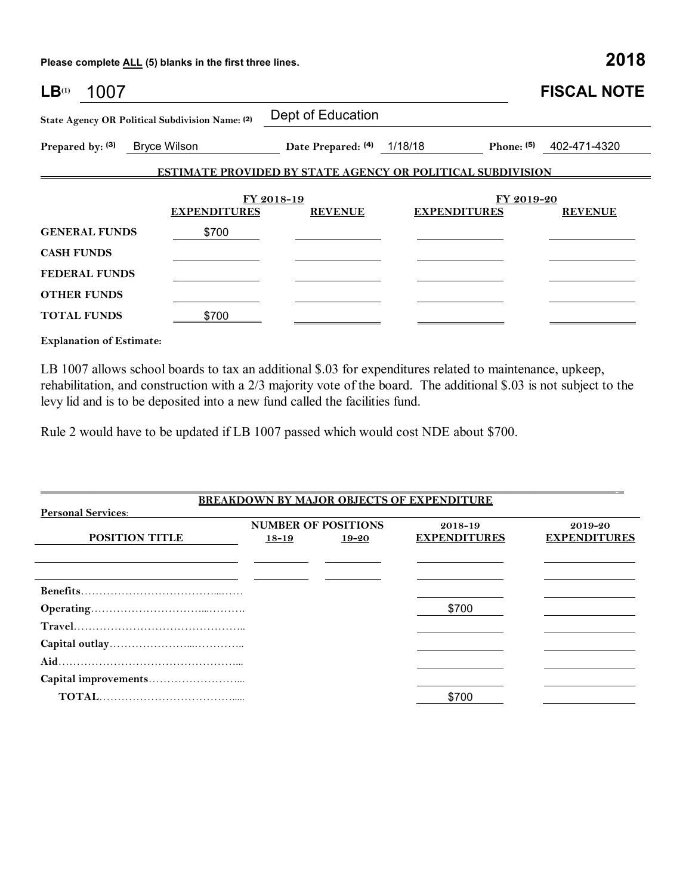Please complete **ALL** (5) blanks in the first three lines.

**2018**

# LB[1] 1007 FISCAL NOTE

**State Agency OR Political Subdivision Name:** [2] Dept of Education

**Prepared by:** [3] Bryce Wilson **Date Prepared:** [4] 1/18/18 **Phone:** [5] 402-471-4320

## ESTIMATE PROVIDED BY STATE AGENCY OR POLITICAL SUBDIVISION

| | FY 2018-19 | | FY 2019-20 | |
|---|---|---|---|---|
| | **EXPENDITURES** | **REVENUE** | **EXPENDITURES** | **REVENUE** |
| **GENERAL FUNDS** | $700 | | | |
| **CASH FUNDS** | | | | |
| **FEDERAL FUNDS** | | | | |
| **OTHER FUNDS** | | | | |
| **TOTAL FUNDS** | $700 | | | |

**Explanation of Estimate:**

LB 1007 allows school boards to tax an additional $.03 for expenditures related to maintenance, upkeep, rehabilitation, and construction with a 2/3 majority vote of the board. The additional $.03 is not subject to the levy lid and is to be deposited into a new fund called the facilities fund.

Rule 2 would have to be updated if LB 1007 passed which would cost NDE about $700.

## BREAKDOWN BY MAJOR OBJECTS OF EXPENDITURE

**Personal Services:**

| POSITION TITLE | NUMBER OF POSITIONS 18-19 | NUMBER OF POSITIONS 19-20 | 2018-19 EXPENDITURES | 2019-20 EXPENDITURES |
|---|---|---|---|---|
| | | | | |
| | | | | |
| **Benefits** | | | | |
| **Operating** | | | $700 | |
| **Travel** | | | | |
| **Capital outlay** | | | | |
| **Aid** | | | | |
| **Capital improvements** | | | | |
| **TOTAL** | | | $700 | |